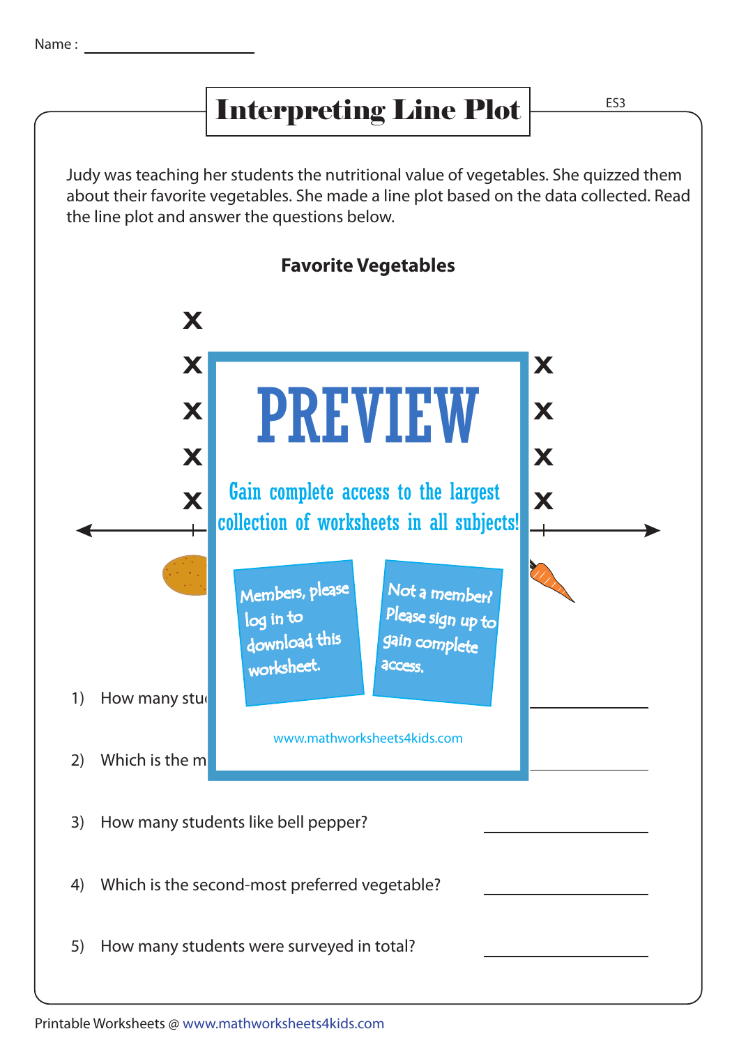Name : ____________________

# Interpreting Line Plot

ES3

Judy was teaching her students the nutritional value of vegetables. She quizzed them about their favorite vegetables. She made a line plot based on the data collected. Read the line plot and answer the questions below.

**Favorite Vegetables**

x
x
x
x
x

x
x
x
x

PREVIEW

Gain complete access to the largest collection of worksheets in all subjects!

Members, please log in to download this worksheet.

Not a member? Please sign up to gain complete access.

www.mathworksheets4kids.com

1) How many stu ____________________

2) Which is the m ____________________

3) How many students like bell pepper? ____________________

4) Which is the second-most preferred vegetable? ____________________

5) How many students were surveyed in total? ____________________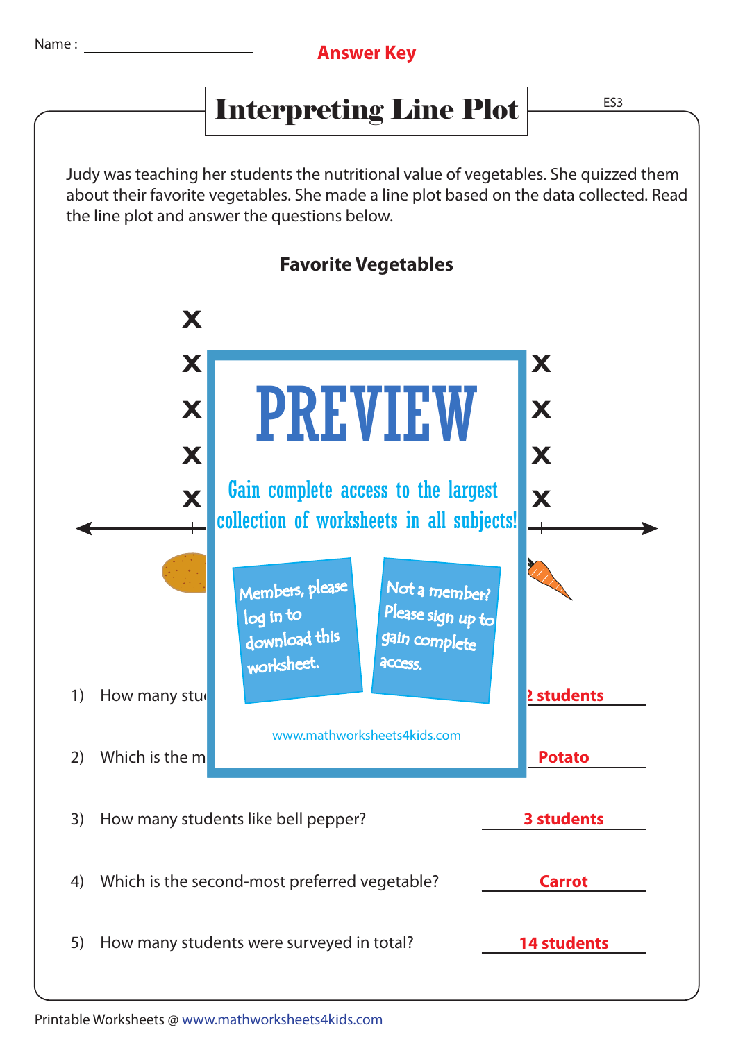Name : ____________________

**Answer Key**

# Interpreting Line Plot

ES3

Judy was teaching her students the nutritional value of vegetables. She quizzed them about their favorite vegetables. She made a line plot based on the data collected. Read the line plot and answer the questions below.

**Favorite Vegetables**

x x x x x

x x x x

PREVIEW

Gain complete access to the largest collection of worksheets in all subjects!

Members, please log in to download this worksheet.

Not a member? Please sign up to gain complete access.

www.mathworksheets4kids.com

1) How many stu... **2 students**

2) Which is the m... **Potato**

3) How many students like bell pepper? **3 students**

4) Which is the second-most preferred vegetable? **Carrot**

5) How many students were surveyed in total? **14 students**

Printable Worksheets @ www.mathworksheets4kids.com